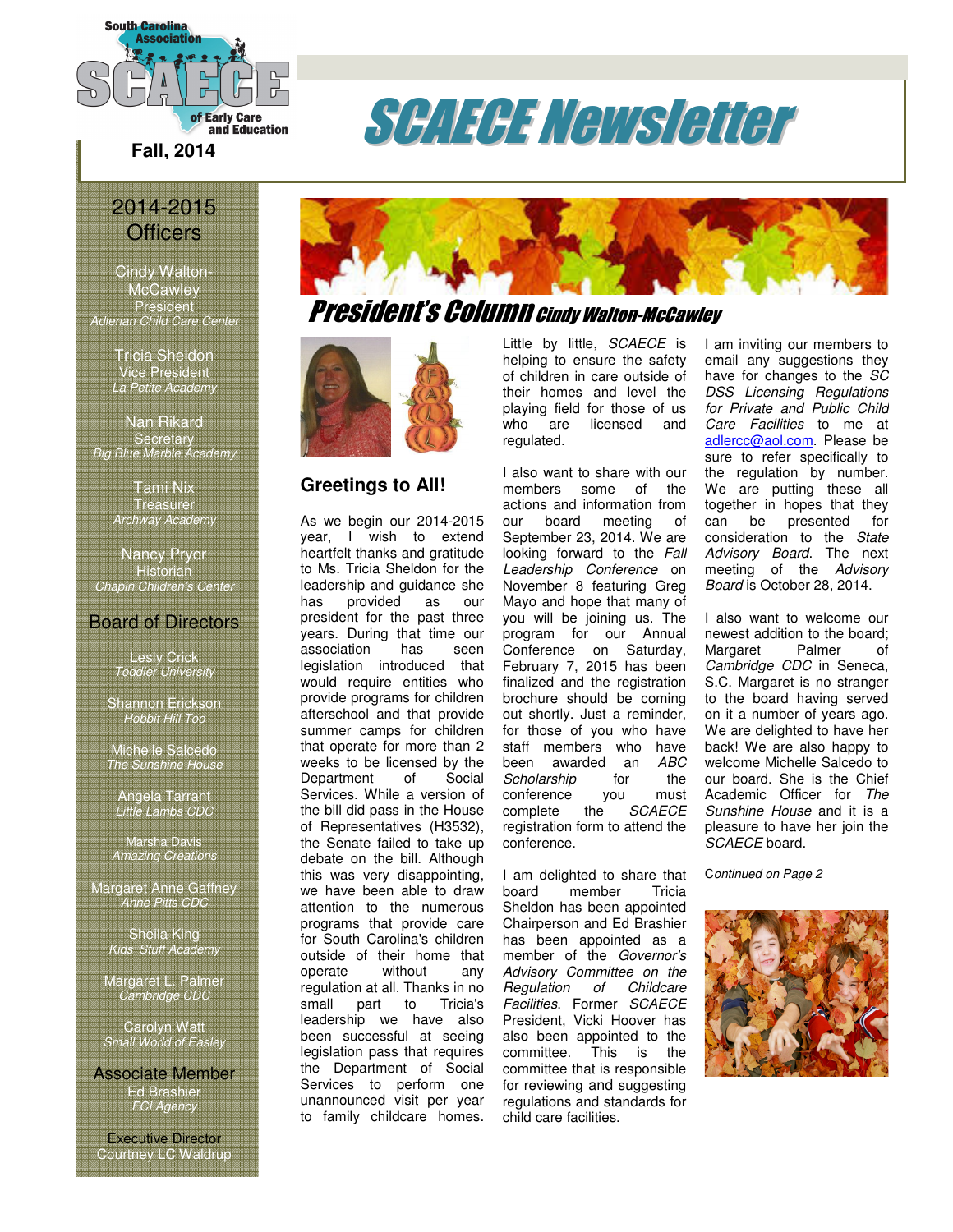# SCAECE Newsletter

South Carolina Association of Early Care and Education

**Fall, 2014**

## 2014-2015 Officers

Cindy Walton-McCawley
President
*Adlerian Child Care Center*

Tricia Sheldon
Vice President
*La Petite Academy*

Nan Rikard
Secretary
*Big Blue Marble Academy*

Tami Nix
Treasurer
*Archway Academy*

Nancy Pryor
Historian
*Chapin Children's Center*

## Board of Directors

Lesly Crick
*Toddler University*

Shannon Erickson
*Hobbit Hill Too*

Michelle Salcedo
*The Sunshine House*

Angela Tarrant
*Little Lambs CDC*

Marsha Davis
*Amazing Creations*

Margaret Anne Gaffney
*Anne Pitts CDC*

Sheila King
*Kids' Stuff Academy*

Margaret L. Palmer
*Cambridge CDC*

Carolyn Watt
*Small World of Easley*

## Associate Member

Ed Brashier
*FCI Agency*

## Executive Director

Courtney LC Waldrup

# President's Column *Cindy Walton-McCawley*

## Greetings to All!

As we begin our 2014-2015 year, I wish to extend heartfelt thanks and gratitude to Ms. Tricia Sheldon for the leadership and guidance she has provided as our president for the past three years. During that time our association has seen legislation introduced that would require entities who provide programs for children afterschool and that provide summer camps for children that operate for more than 2 weeks to be licensed by the Department of Social Services. While a version of the bill did pass in the House of Representatives (H3532), the Senate failed to take up debate on the bill. Although this was very disappointing, we have been able to draw attention to the numerous programs that provide care for South Carolina's children outside of their home that operate without any regulation at all. Thanks in no small part to Tricia's leadership we have also been successful at seeing legislation pass that requires the Department of Social Services to perform one unannounced visit per year to family childcare homes. Little by little, *SCAECE* is helping to ensure the safety of children in care outside of their homes and level the playing field for those of us who are licensed and regulated.

I also want to share with our members some of the actions and information from our board meeting of September 23, 2014. We are looking forward to the *Fall Leadership Conference* on November 8 featuring Greg Mayo and hope that many of you will be joining us. The program for our Annual Conference on Saturday, February 7, 2015 has been finalized and the registration brochure should be coming out shortly. Just a reminder, for those of you who have staff members who have been awarded an *ABC Scholarship* for the conference you must complete the *SCAECE* registration form to attend the conference.

I am delighted to share that board member Tricia Sheldon has been appointed Chairperson and Ed Brashier has been appointed as a member of the *Governor's Advisory Committee on the Regulation of Childcare Facilities*. Former *SCAECE* President, Vicki Hoover has also been appointed to the committee. This is the committee that is responsible for reviewing and suggesting regulations and standards for child care facilities.

I am inviting our members to email any suggestions they have for changes to the *SC DSS Licensing Regulations for Private and Public Child Care Facilities* to me at adlercc@aol.com. Please be sure to refer specifically to the regulation by number. We are putting these all together in hopes that they can be presented for consideration to the *State Advisory Board*. The next meeting of the *Advisory Board* is October 28, 2014.

I also want to welcome our newest addition to the board; Margaret Palmer of *Cambridge CDC* in Seneca, S.C. Margaret is no stranger to the board having served on it a number of years ago. We are delighted to have her back! We are also happy to welcome Michelle Salcedo to our board. She is the Chief Academic Officer for *The Sunshine House* and it is a pleasure to have her join the *SCAECE* board.

*Continued on Page 2*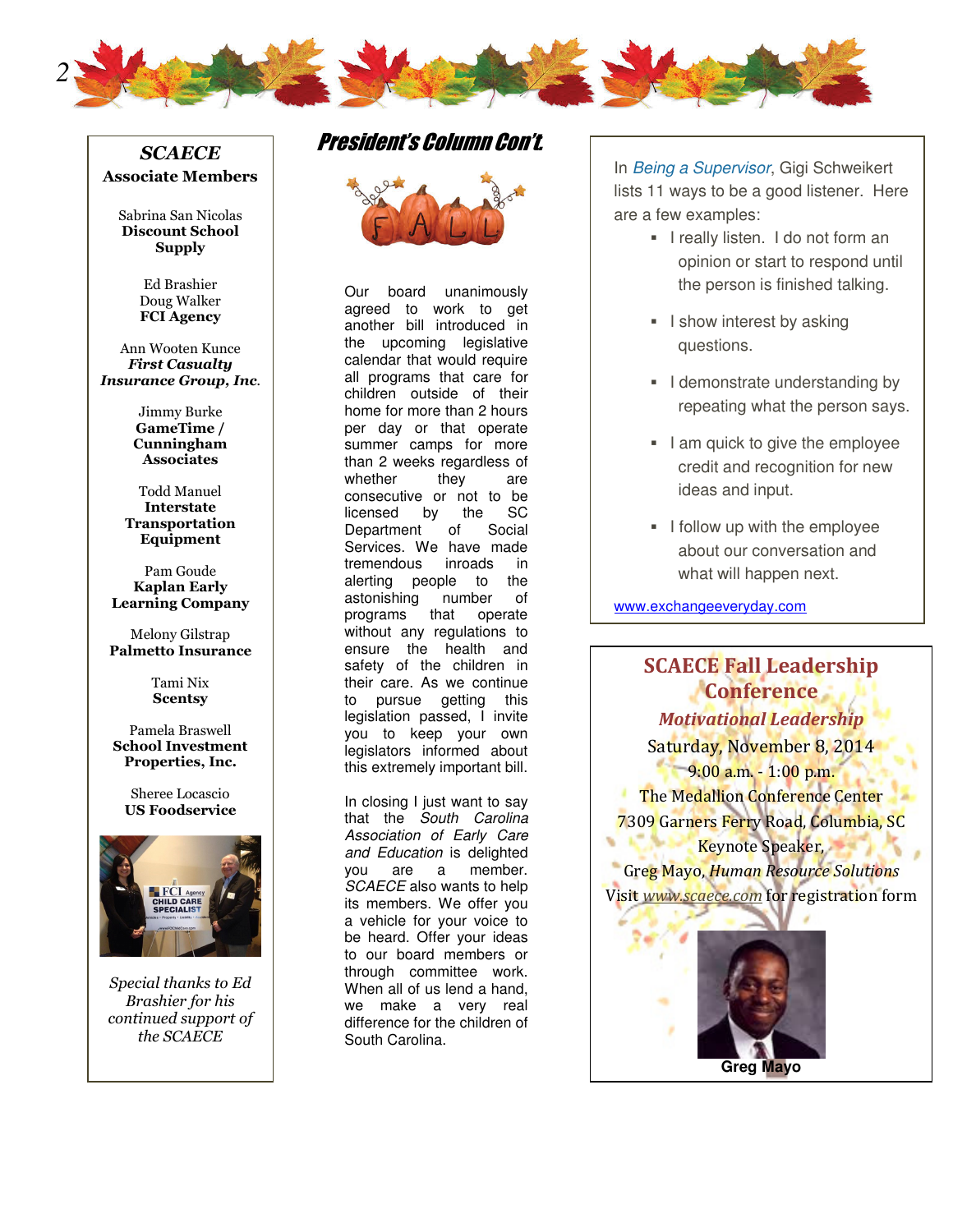## SCAECE Associate Members

Sabrina San Nicolas
**Discount School Supply**

Ed Brashier
Doug Walker
**FCI Agency**

Ann Wooten Kunce
***First Casualty Insurance Group, Inc.***

Jimmy Burke
**GameTime / Cunningham Associates**

Todd Manuel
**Interstate Transportation Equipment**

Pam Goude
**Kaplan Early Learning Company**

Melony Gilstrap
**Palmetto Insurance**

Tami Nix
**Scentsy**

Pamela Braswell
**School Investment Properties, Inc.**

Sheree Locascio
**US Foodservice**

*Special thanks to Ed Brashier for his continued support of the SCAECE*

## President's Column Con't.

Our board unanimously agreed to work to get another bill introduced in the upcoming legislative calendar that would require all programs that care for children outside of their home for more than 2 hours per day or that operate summer camps for more than 2 weeks regardless of whether they are consecutive or not to be licensed by the SC Department of Social Services. We have made tremendous inroads in alerting people to the astonishing number of programs that operate without any regulations to ensure the health and safety of the children in their care. As we continue to pursue getting this legislation passed, I invite you to keep your own legislators informed about this extremely important bill.

In closing I just want to say that the *South Carolina Association of Early Care and Education* is delighted you are a member. *SCAECE* also wants to help its members. We offer you a vehicle for your voice to be heard. Offer your ideas to our board members or through committee work. When all of us lend a hand, we make a very real difference for the children of South Carolina.

In *Being a Supervisor*, Gigi Schweikert lists 11 ways to be a good listener. Here are a few examples:

- I really listen. I do not form an opinion or start to respond until the person is finished talking.
- I show interest by asking questions.
- I demonstrate understanding by repeating what the person says.
- I am quick to give the employee credit and recognition for new ideas and input.
- I follow up with the employee about our conversation and what will happen next.

www.exchangeeveryday.com

## SCAECE Fall Leadership Conference

***Motivational Leadership***

Saturday, November 8, 2014
9:00 a.m. - 1:00 p.m.
The Medallion Conference Center
7309 Garners Ferry Road, Columbia, SC
Keynote Speaker,
Greg Mayo, *Human Resource Solutions*
Visit *www.scaece.com* for registration form

**Greg Mayo**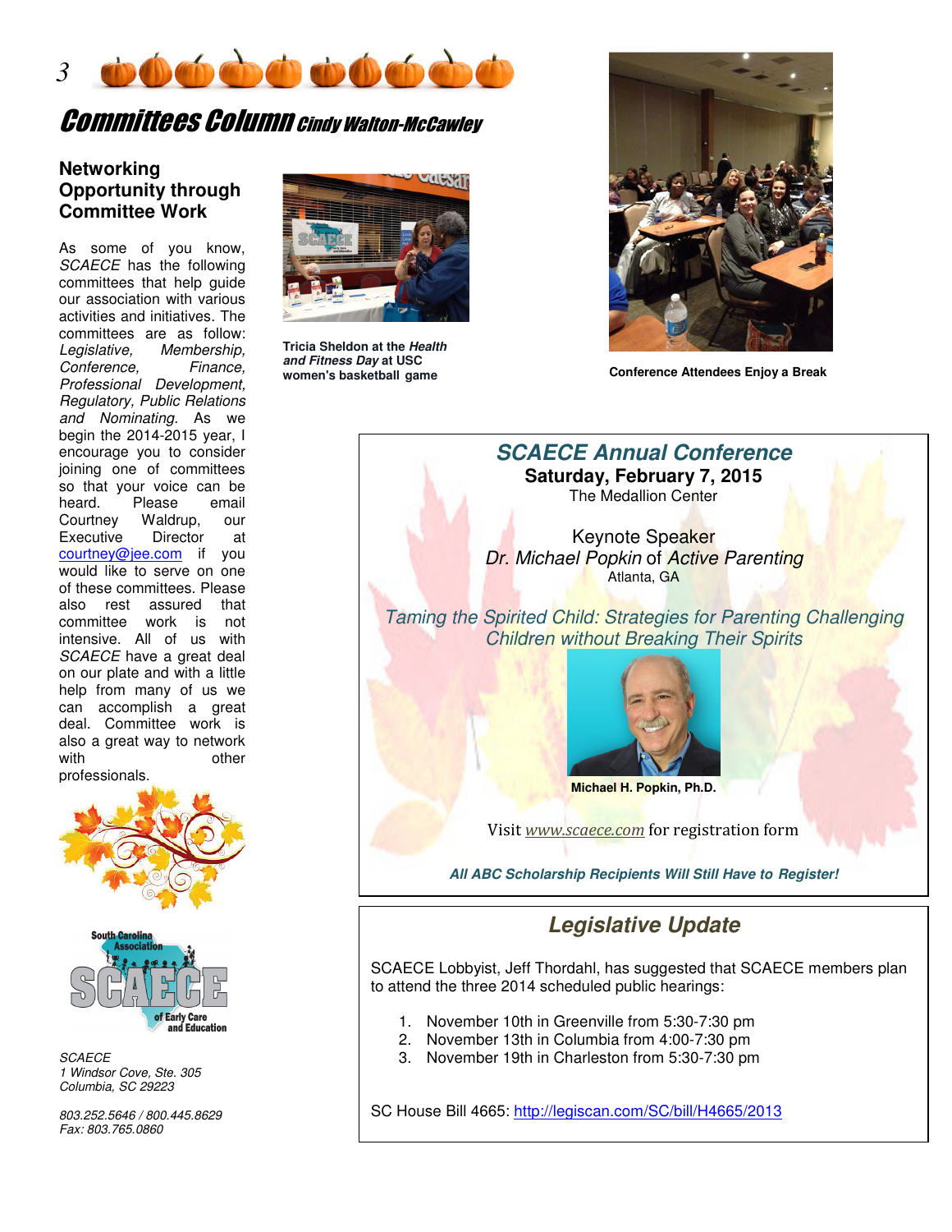## Committees Column *Cindy Walton-McCawley*

### Networking Opportunity through Committee Work

As some of you know, *SCAECE* has the following committees that help guide our association with various activities and initiatives. The committees are as follow: *Legislative, Membership, Conference, Finance, Professional Development, Regulatory, Public Relations and Nominating.* As we begin the 2014-2015 year, I encourage you to consider joining one of committees so that your voice can be heard. Please email Courtney Waldrup, our Executive Director at courtney@jee.com if you would like to serve on one of these committees. Please also rest assured that committee work is not intensive. All of us with *SCAECE* have a great deal on our plate and with a little help from many of us we can accomplish a great deal. Committee work is also a great way to network with other professionals.

**Tricia Sheldon at the *Health and Fitness Day* at USC women's basketball game**

**Conference Attendees Enjoy a Break**

*SCAECE*
*1 Windsor Cove, Ste. 305*
*Columbia, SC 29223*

*803.252.5646 / 800.445.8629*
*Fax: 803.765.0860*

## *SCAECE Annual Conference*

**Saturday, February 7, 2015**

The Medallion Center

Keynote Speaker
*Dr. Michael Popkin* of *Active Parenting*
Atlanta, GA

*Taming the Spirited Child: Strategies for Parenting Challenging Children without Breaking Their Spirits*

**Michael H. Popkin, Ph.D.**

Visit *www.scaece.com* for registration form

***All ABC Scholarship Recipients Will Still Have to Register!***

## *Legislative Update*

SCAECE Lobbyist, Jeff Thordahl, has suggested that SCAECE members plan to attend the three 2014 scheduled public hearings:

1. November 10th in Greenville from 5:30-7:30 pm
2. November 13th in Columbia from 4:00-7:30 pm
3. November 19th in Charleston from 5:30-7:30 pm

SC House Bill 4665: http://legiscan.com/SC/bill/H4665/2013